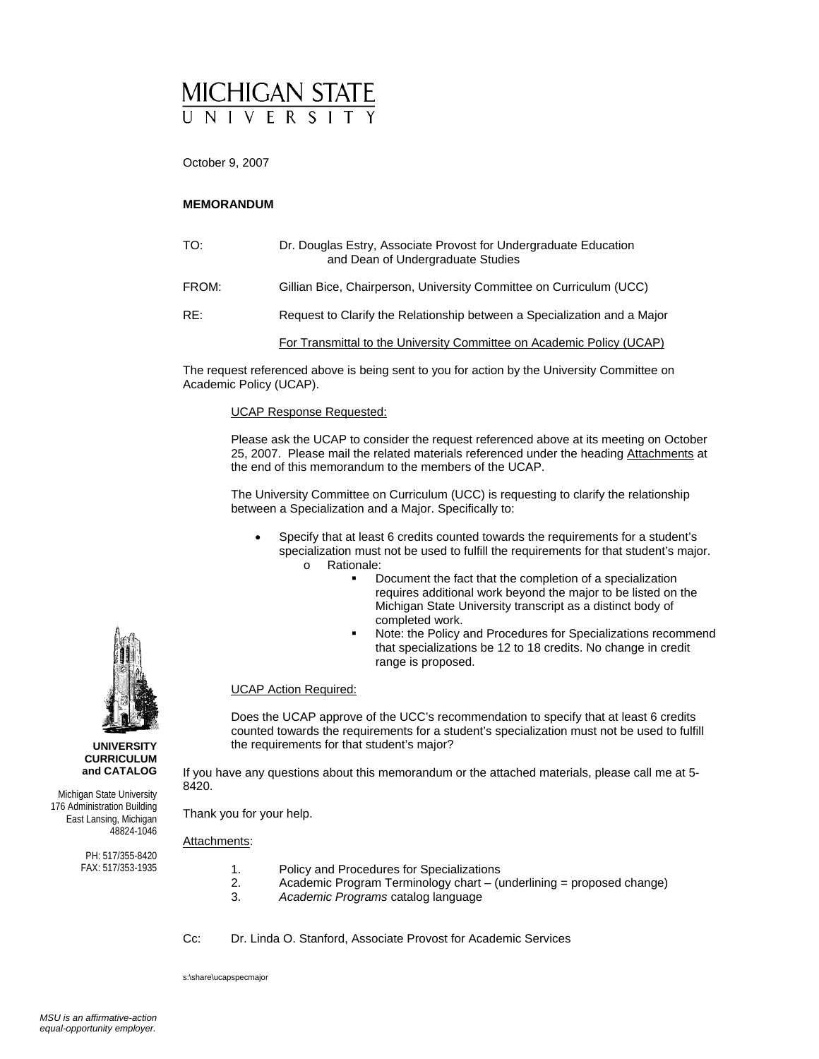# MICHIGAN STATE UNIVERSITY

October 9, 2007

**MEMORANDUM**

TO: Dr. Douglas Estry, Associate Provost for Undergraduate Education and Dean of Undergraduate Studies

FROM: Gillian Bice, Chairperson, University Committee on Curriculum (UCC)

RE: Request to Clarify the Relationship between a Specialization and a Major

For Transmittal to the University Committee on Academic Policy (UCAP)

The request referenced above is being sent to you for action by the University Committee on Academic Policy (UCAP).

UCAP Response Requested:

Please ask the UCAP to consider the request referenced above at its meeting on October 25, 2007. Please mail the related materials referenced under the heading Attachments at the end of this memorandum to the members of the UCAP.

The University Committee on Curriculum (UCC) is requesting to clarify the relationship between a Specialization and a Major. Specifically to:

- Specify that at least 6 credits counted towards the requirements for a student's specialization must not be used to fulfill the requirements for that student's major.
  - Rationale:
    - Document the fact that the completion of a specialization requires additional work beyond the major to be listed on the Michigan State University transcript as a distinct body of completed work.
    - Note: the Policy and Procedures for Specializations recommend that specializations be 12 to 18 credits. No change in credit range is proposed.

UCAP Action Required:

Does the UCAP approve of the UCC's recommendation to specify that at least 6 credits counted towards the requirements for a student's specialization must not be used to fulfill the requirements for that student's major?

If you have any questions about this memorandum or the attached materials, please call me at 5-8420.

Thank you for your help.

Attachments:

1. Policy and Procedures for Specializations
2. Academic Program Terminology chart – (underlining = proposed change)
3. *Academic Programs* catalog language

Cc: Dr. Linda O. Stanford, Associate Provost for Academic Services

s:\share\ucapspecmajor

**UNIVERSITY CURRICULUM and CATALOG**

Michigan State University
176 Administration Building
East Lansing, Michigan
48824-1046

PH: 517/355-8420
FAX: 517/353-1935

*MSU is an affirmative-action equal-opportunity employer.*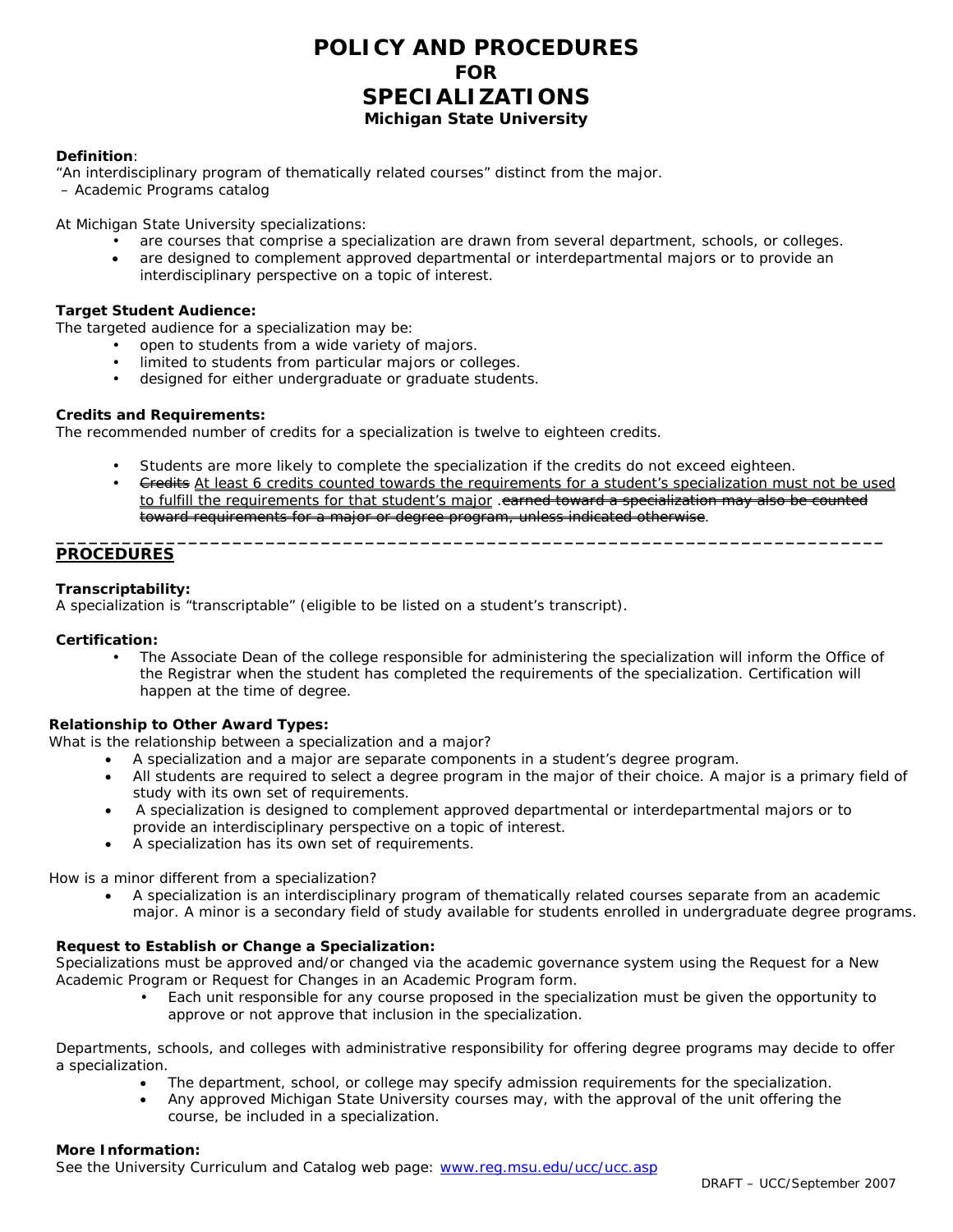# POLICY AND PROCEDURES
## FOR
# SPECIALIZATIONS
### Michigan State University

**Definition**:
"An interdisciplinary program of thematically related courses" distinct from the major.
– Academic Programs catalog

At Michigan State University specializations:

- are courses that comprise a specialization are drawn from several department, schools, or colleges.
- are designed to complement approved departmental or interdepartmental majors or to provide an interdisciplinary perspective on a topic of interest.

**Target Student Audience:**
The targeted audience for a specialization may be:

- open to students from a wide variety of majors.
- limited to students from particular majors or colleges.
- designed for either undergraduate or graduate students.

**Credits and Requirements:**
The recommended number of credits for a specialization is twelve to eighteen credits.

- Students are more likely to complete the specialization if the credits do not exceed eighteen.
- ~~Credits~~ <u>At least 6 credits counted towards the requirements for a student's specialization must not be used to fulfill the requirements for that student's major</u> .~~earned toward a specialization may also be counted toward requirements for a major or degree program, unless indicated otherwise~~.

---

## PROCEDURES

**Transcriptability:**
A specialization is "transcriptable" (eligible to be listed on a student's transcript).

**Certification:**

- The Associate Dean of the college responsible for administering the specialization will inform the Office of the Registrar when the student has completed the requirements of the specialization. Certification will happen at the time of degree.

**Relationship to Other Award Types:**
What is the relationship between a specialization and a major?

- A specialization and a major are separate components in a student's degree program.
- All students are required to select a degree program in the major of their choice. A major is a primary field of study with its own set of requirements.
- A specialization is designed to complement approved departmental or interdepartmental majors or to provide an interdisciplinary perspective on a topic of interest.
- A specialization has its own set of requirements.

How is a minor different from a specialization?

- A specialization is an interdisciplinary program of thematically related courses separate from an academic major. A minor is a secondary field of study available for students enrolled in undergraduate degree programs.

**Request to Establish or Change a Specialization:**
Specializations must be approved and/or changed via the academic governance system using the Request for a New Academic Program or Request for Changes in an Academic Program form.

- Each unit responsible for any course proposed in the specialization must be given the opportunity to approve or not approve that inclusion in the specialization.

Departments, schools, and colleges with administrative responsibility for offering degree programs may decide to offer a specialization.

- The department, school, or college may specify admission requirements for the specialization.
- Any approved Michigan State University courses may, with the approval of the unit offering the course, be included in a specialization.

**More Information:**
See the University Curriculum and Catalog web page: [www.reg.msu.edu/ucc/ucc.asp](www.reg.msu.edu/ucc/ucc.asp)

DRAFT – UCC/September 2007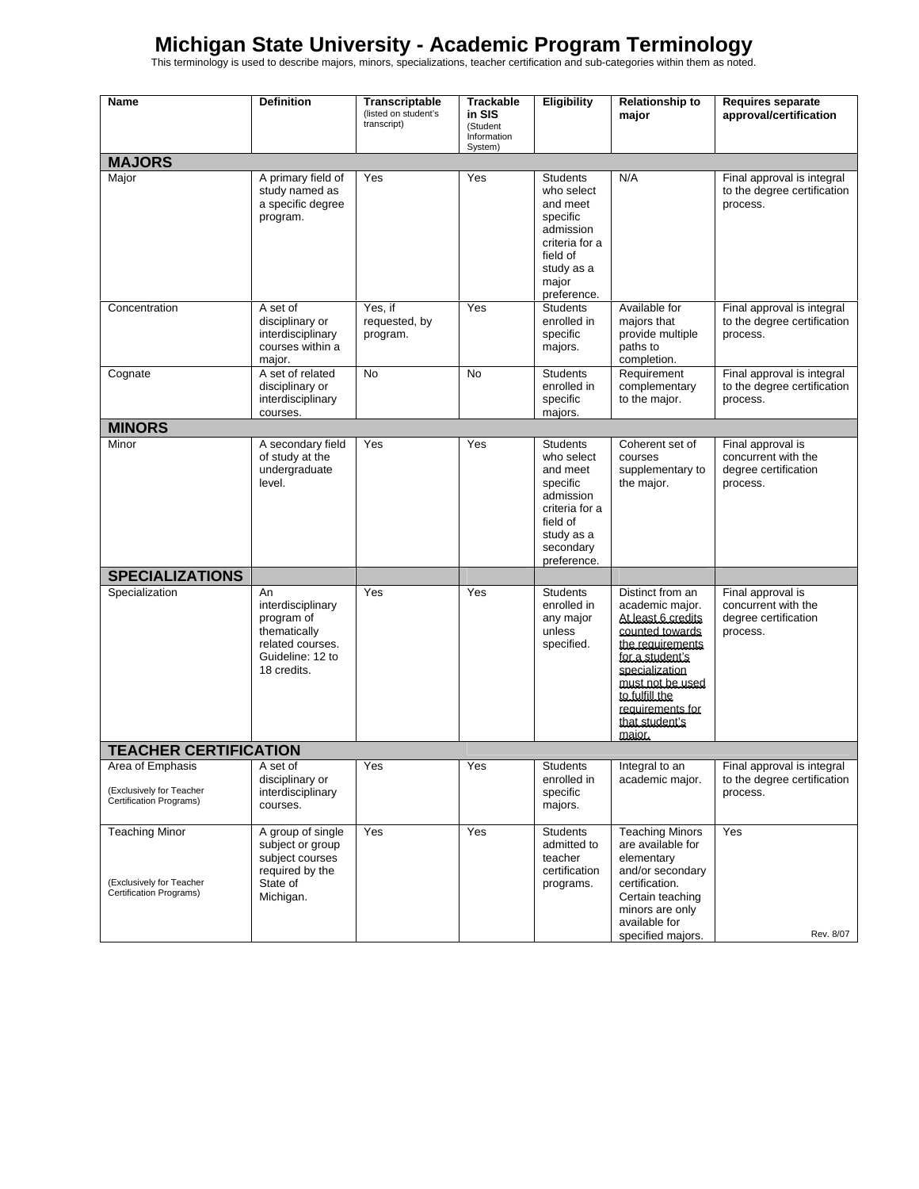# Michigan State University - Academic Program Terminology

This terminology is used to describe majors, minors, specializations, teacher certification and sub-categories within them as noted.

| Name | Definition | Transcriptable (listed on student's transcript) | Trackable in SIS (Student Information System) | Eligibility | Relationship to major | Requires separate approval/certification |
|---|---|---|---|---|---|---|
| **MAJORS** | | | | | | |
| Major | A primary field of study named as a specific degree program. | Yes | Yes | Students who select and meet specific admission criteria for a field of study as a major preference. | N/A | Final approval is integral to the degree certification process. |
| Concentration | A set of disciplinary or interdisciplinary courses within a major. | Yes, if requested, by program. | Yes | Students enrolled in specific majors. | Available for majors that provide multiple paths to completion. | Final approval is integral to the degree certification process. |
| Cognate | A set of related disciplinary or interdisciplinary courses. | No | No | Students enrolled in specific majors. | Requirement complementary to the major. | Final approval is integral to the degree certification process. |
| **MINORS** | | | | | | |
| Minor | A secondary field of study at the undergraduate level. | Yes | Yes | Students who select and meet specific admission criteria for a field of study as a secondary preference. | Coherent set of courses supplementary to the major. | Final approval is concurrent with the degree certification process. |
| **SPECIALIZATIONS** | | | | | | |
| Specialization | An interdisciplinary program of thematically related courses. Guideline: 12 to 18 credits. | Yes | Yes | Students enrolled in any major unless specified. | Distinct from an academic major. At least 6 credits counted towards the requirements for a student's specialization must not be used to fulfill the requirements for that student's major. | Final approval is concurrent with the degree certification process. |
| **TEACHER CERTIFICATION** | | | | | | |
| Area of Emphasis (Exclusively for Teacher Certification Programs) | A set of disciplinary or interdisciplinary courses. | Yes | Yes | Students enrolled in specific majors. | Integral to an academic major. | Final approval is integral to the degree certification process. |
| Teaching Minor (Exclusively for Teacher Certification Programs) | A group of single subject or group subject courses required by the State of Michigan. | Yes | Yes | Students admitted to teacher certification programs. | Teaching Minors are available for elementary and/or secondary certification. Certain teaching minors are only available for specified majors. | Yes |

Rev. 8/07